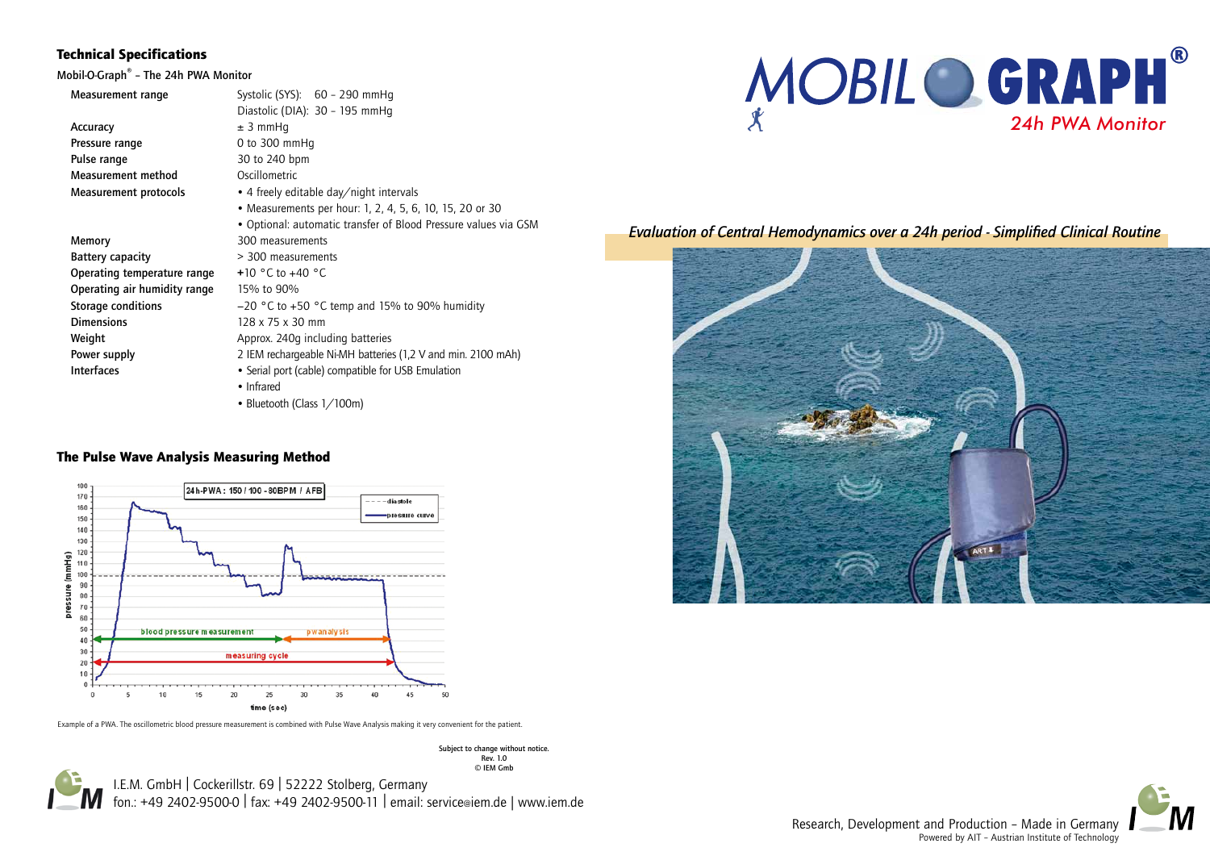## Technical Specifications

**Mobil-O-Graph® – The 24h PWA Monitor**

| | |
|---|---|
| Measurement range | Systolic (SYS): 60 – 290 mmHg<br>Diastolic (DIA): 30 – 195 mmHg |
| Accuracy | ± 3 mmHg |
| Pressure range | 0 to 300 mmHg |
| Pulse range | 30 to 240 bpm |
| Measurement method | Oscillometric |
| Measurement protocols | • 4 freely editable day/night intervals<br>• Measurements per hour: 1, 2, 4, 5, 6, 10, 15, 20 or 30<br>• Optional: automatic transfer of Blood Pressure values via GSM |
| Memory | 300 measurements |
| Battery capacity | > 300 measurements |
| Operating temperature range | +10 °C to +40 °C |
| Operating air humidity range | 15% to 90% |
| Storage conditions | −20 °C to +50 °C temp and 15% to 90% humidity |
| Dimensions | 128 x 75 x 30 mm |
| Weight | Approx. 240g including batteries |
| Power supply | 2 IEM rechargeable Ni-MH batteries (1,2 V and min. 2100 mAh) |
| Interfaces | • Serial port (cable) compatible for USB Emulation<br>• Infrared<br>• Bluetooth (Class 1/100m) |

## The Pulse Wave Analysis Measuring Method

Example of a PWA. The oscillometric blood pressure measurement is combined with Pulse Wave Analysis making it very convenient for the patient.

Subject to change without notice.
Rev. 1.0
© IEM Gmb

I.E.M. GmbH | Cockerillstr. 69 | 52222 Stolberg, Germany
fon.: +49 2402-9500-0 | fax: +49 2402-9500-11 | email: service@iem.de | www.iem.de

# MOBIL-O-GRAPH®

24h PWA Monitor

*Evaluation of Central Hemodynamics over a 24h period - Simplified Clinical Routine*

Research, Development and Production – Made in Germany
Powered by AIT – Austrian Institute of Technology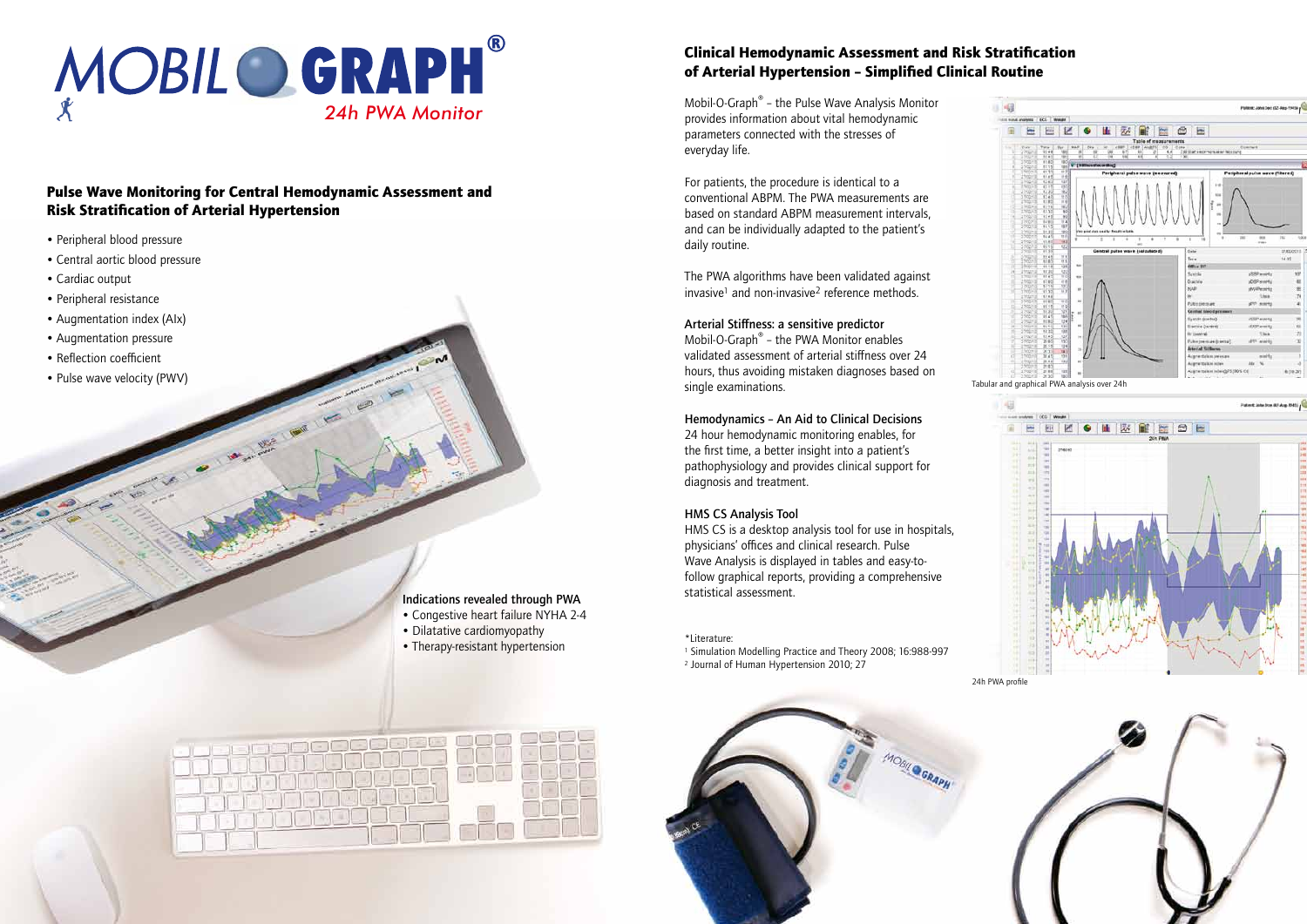# MOBIL-O-GRAPH®

24h PWA Monitor

## Pulse Wave Monitoring for Central Hemodynamic Assessment and Risk Stratification of Arterial Hypertension

- Peripheral blood pressure
- Central aortic blood pressure
- Cardiac output
- Peripheral resistance
- Augmentation index (AIx)
- Augmentation pressure
- Reflection coefficient
- Pulse wave velocity (PWV)

**Indications revealed through PWA**

- Congestive heart failure NYHA 2-4
- Dilatative cardiomyopathy
- Therapy-resistant hypertension

## Clinical Hemodynamic Assessment and Risk Stratification of Arterial Hypertension – Simplified Clinical Routine

Mobil-O-Graph® – the Pulse Wave Analysis Monitor provides information about vital hemodynamic parameters connected with the stresses of everyday life.

For patients, the procedure is identical to a conventional ABPM. The PWA measurements are based on standard ABPM measurement intervals, and can be individually adapted to the patient's daily routine.

The PWA algorithms have been validated against invasive[1] and non-invasive[2] reference methods.

### Arterial Stiffness: a sensitive predictor

Mobil-O-Graph® – the PWA Monitor enables validated assessment of arterial stiffness over 24 hours, thus avoiding mistaken diagnoses based on single examinations.

### Hemodynamics – An Aid to Clinical Decisions

24 hour hemodynamic monitoring enables, for the first time, a better insight into a patient's pathophysiology and provides clinical support for diagnosis and treatment.

### HMS CS Analysis Tool

HMS CS is a desktop analysis tool for use in hospitals, physicians' offices and clinical research. Pulse Wave Analysis is displayed in tables and easy-to-follow graphical reports, providing a comprehensive statistical assessment.

*Literature:
[1] Simulation Modelling Practice and Theory 2008; 16:988-997
[2] Journal of Human Hypertension 2010; 27

Tabular and graphical PWA analysis over 24h

24h PWA profile